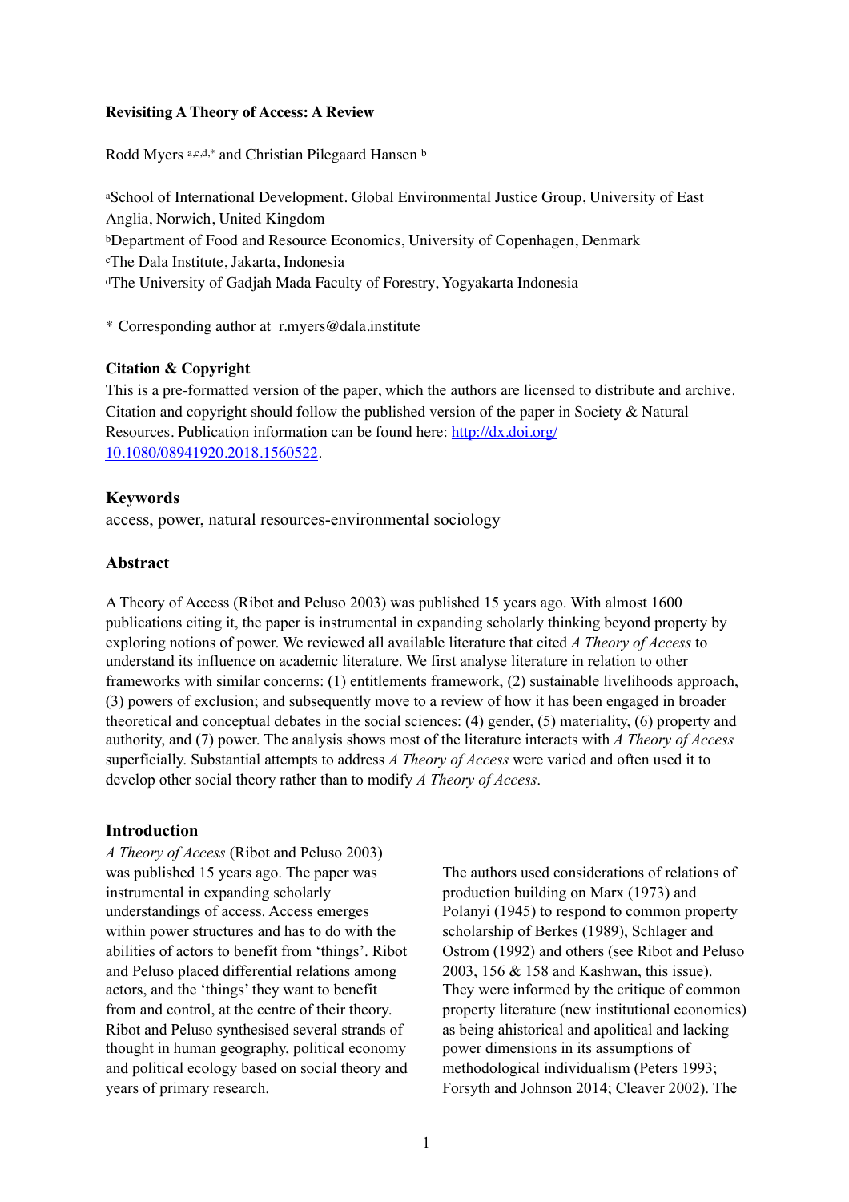**Revisiting A Theory of Access: A Review**

Rodd Myers [a,c,d,*] and Christian Pilegaard Hansen [b]

[a]School of International Development. Global Environmental Justice Group, University of East Anglia, Norwich, United Kingdom
[b]Department of Food and Resource Economics, University of Copenhagen, Denmark
[c]The Dala Institute, Jakarta, Indonesia
[d]The University of Gadjah Mada Faculty of Forestry, Yogyakarta Indonesia

* Corresponding author at r.myers@dala.institute

### Citation & Copyright

This is a pre-formatted version of the paper, which the authors are licensed to distribute and archive. Citation and copyright should follow the published version of the paper in Society & Natural Resources. Publication information can be found here: [http://dx.doi.org/10.1080/08941920.2018.1560522](http://dx.doi.org/10.1080/08941920.2018.1560522).

### Keywords

access, power, natural resources-environmental sociology

### Abstract

A Theory of Access (Ribot and Peluso 2003) was published 15 years ago. With almost 1600 publications citing it, the paper is instrumental in expanding scholarly thinking beyond property by exploring notions of power. We reviewed all available literature that cited *A Theory of Access* to understand its influence on academic literature. We first analyse literature in relation to other frameworks with similar concerns: (1) entitlements framework, (2) sustainable livelihoods approach, (3) powers of exclusion; and subsequently move to a review of how it has been engaged in broader theoretical and conceptual debates in the social sciences: (4) gender, (5) materiality, (6) property and authority, and (7) power. The analysis shows most of the literature interacts with *A Theory of Access* superficially. Substantial attempts to address *A Theory of Access* were varied and often used it to develop other social theory rather than to modify *A Theory of Access*.

## Introduction

*A Theory of Access* (Ribot and Peluso 2003) was published 15 years ago. The paper was instrumental in expanding scholarly understandings of access. Access emerges within power structures and has to do with the abilities of actors to benefit from 'things'. Ribot and Peluso placed differential relations among actors, and the 'things' they want to benefit from and control, at the centre of their theory. Ribot and Peluso synthesised several strands of thought in human geography, political economy and political ecology based on social theory and years of primary research.

The authors used considerations of relations of production building on Marx (1973) and Polanyi (1945) to respond to common property scholarship of Berkes (1989), Schlager and Ostrom (1992) and others (see Ribot and Peluso 2003, 156 & 158 and Kashwan, this issue). They were informed by the critique of common property literature (new institutional economics) as being ahistorical and apolitical and lacking power dimensions in its assumptions of methodological individualism (Peters 1993; Forsyth and Johnson 2014; Cleaver 2002). The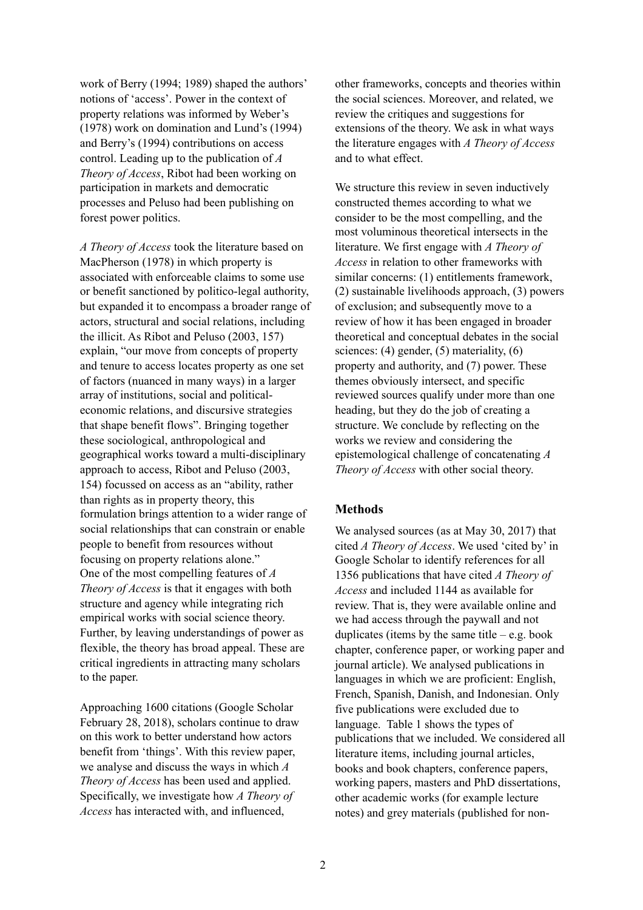work of Berry (1994; 1989) shaped the authors' notions of 'access'. Power in the context of property relations was informed by Weber's (1978) work on domination and Lund's (1994) and Berry's (1994) contributions on access control. Leading up to the publication of *A Theory of Access*, Ribot had been working on participation in markets and democratic processes and Peluso had been publishing on forest power politics.

*A Theory of Access* took the literature based on MacPherson (1978) in which property is associated with enforceable claims to some use or benefit sanctioned by politico-legal authority, but expanded it to encompass a broader range of actors, structural and social relations, including the illicit. As Ribot and Peluso (2003, 157) explain, "our move from concepts of property and tenure to access locates property as one set of factors (nuanced in many ways) in a larger array of institutions, social and political-economic relations, and discursive strategies that shape benefit flows". Bringing together these sociological, anthropological and geographical works toward a multi-disciplinary approach to access, Ribot and Peluso (2003, 154) focussed on access as an "ability, rather than rights as in property theory, this formulation brings attention to a wider range of social relationships that can constrain or enable people to benefit from resources without focusing on property relations alone."
One of the most compelling features of *A Theory of Access* is that it engages with both structure and agency while integrating rich empirical works with social science theory. Further, by leaving understandings of power as flexible, the theory has broad appeal. These are critical ingredients in attracting many scholars to the paper.

Approaching 1600 citations (Google Scholar February 28, 2018), scholars continue to draw on this work to better understand how actors benefit from 'things'. With this review paper, we analyse and discuss the ways in which *A Theory of Access* has been used and applied. Specifically, we investigate how *A Theory of Access* has interacted with, and influenced, other frameworks, concepts and theories within the social sciences. Moreover, and related, we review the critiques and suggestions for extensions of the theory. We ask in what ways the literature engages with *A Theory of Access* and to what effect.

We structure this review in seven inductively constructed themes according to what we consider to be the most compelling, and the most voluminous theoretical intersects in the literature. We first engage with *A Theory of Access* in relation to other frameworks with similar concerns: (1) entitlements framework, (2) sustainable livelihoods approach, (3) powers of exclusion; and subsequently move to a review of how it has been engaged in broader theoretical and conceptual debates in the social sciences: (4) gender, (5) materiality, (6) property and authority, and (7) power. These themes obviously intersect, and specific reviewed sources qualify under more than one heading, but they do the job of creating a structure. We conclude by reflecting on the works we review and considering the epistemological challenge of concatenating *A Theory of Access* with other social theory.

## Methods

We analysed sources (as at May 30, 2017) that cited *A Theory of Access*. We used 'cited by' in Google Scholar to identify references for all 1356 publications that have cited *A Theory of Access* and included 1144 as available for review. That is, they were available online and we had access through the paywall and not duplicates (items by the same title – e.g. book chapter, conference paper, or working paper and journal article). We analysed publications in languages in which we are proficient: English, French, Spanish, Danish, and Indonesian. Only five publications were excluded due to language. Table 1 shows the types of publications that we included. We considered all literature items, including journal articles, books and book chapters, conference papers, working papers, masters and PhD dissertations, other academic works (for example lecture notes) and grey materials (published for non-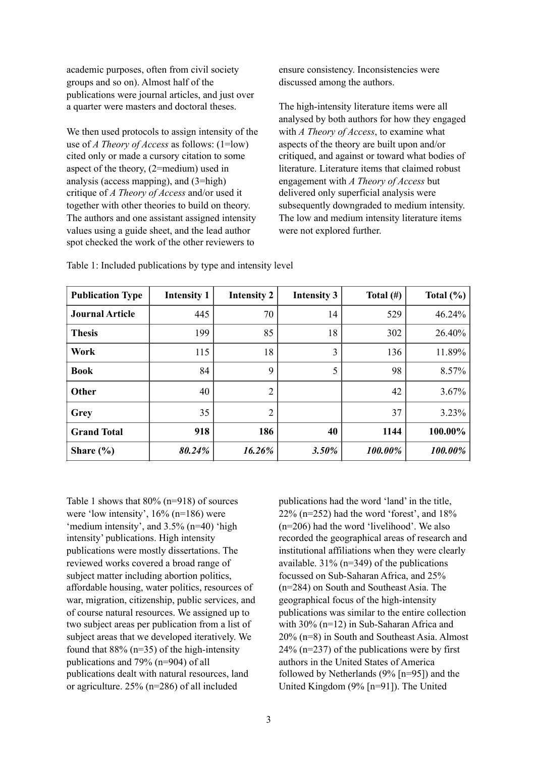academic purposes, often from civil society groups and so on). Almost half of the publications were journal articles, and just over a quarter were masters and doctoral theses.

We then used protocols to assign intensity of the use of *A Theory of Access* as follows: (1=low) cited only or made a cursory citation to some aspect of the theory, (2=medium) used in analysis (access mapping), and (3=high) critique of *A Theory of Access* and/or used it together with other theories to build on theory. The authors and one assistant assigned intensity values using a guide sheet, and the lead author spot checked the work of the other reviewers to ensure consistency. Inconsistencies were discussed among the authors.

The high-intensity literature items were all analysed by both authors for how they engaged with *A Theory of Access*, to examine what aspects of the theory are built upon and/or critiqued, and against or toward what bodies of literature. Literature items that claimed robust engagement with *A Theory of Access* but delivered only superficial analysis were subsequently downgraded to medium intensity. The low and medium intensity literature items were not explored further.

Table 1: Included publications by type and intensity level

| Publication Type | Intensity 1 | Intensity 2 | Intensity 3 | Total (#) | Total (%) |
|---|---|---|---|---|---|
| **Journal Article** | 445 | 70 | 14 | 529 | 46.24% |
| **Thesis** | 199 | 85 | 18 | 302 | 26.40% |
| **Work** | 115 | 18 | 3 | 136 | 11.89% |
| **Book** | 84 | 9 | 5 | 98 | 8.57% |
| **Other** | 40 | 2 | | 42 | 3.67% |
| **Grey** | 35 | 2 | | 37 | 3.23% |
| **Grand Total** | **918** | **186** | **40** | **1144** | **100.00%** |
| **Share (%)** | ***80.24%*** | ***16.26%*** | ***3.50%*** | ***100.00%*** | ***100.00%*** |

Table 1 shows that 80% (n=918) of sources were 'low intensity', 16% (n=186) were 'medium intensity', and 3.5% (n=40) 'high intensity' publications. High intensity publications were mostly dissertations. The reviewed works covered a broad range of subject matter including abortion politics, affordable housing, water politics, resources of war, migration, citizenship, public services, and of course natural resources. We assigned up to two subject areas per publication from a list of subject areas that we developed iteratively. We found that 88% (n=35) of the high-intensity publications and 79% (n=904) of all publications dealt with natural resources, land or agriculture. 25% (n=286) of all included publications had the word 'land' in the title, 22% (n=252) had the word 'forest', and 18% (n=206) had the word 'livelihood'. We also recorded the geographical areas of research and institutional affiliations when they were clearly available. 31% (n=349) of the publications focussed on Sub-Saharan Africa, and 25% (n=284) on South and Southeast Asia. The geographical focus of the high-intensity publications was similar to the entire collection with 30% (n=12) in Sub-Saharan Africa and 20% (n=8) in South and Southeast Asia. Almost 24% (n=237) of the publications were by first authors in the United States of America followed by Netherlands (9% [n=95]) and the United Kingdom (9% [n=91]). The United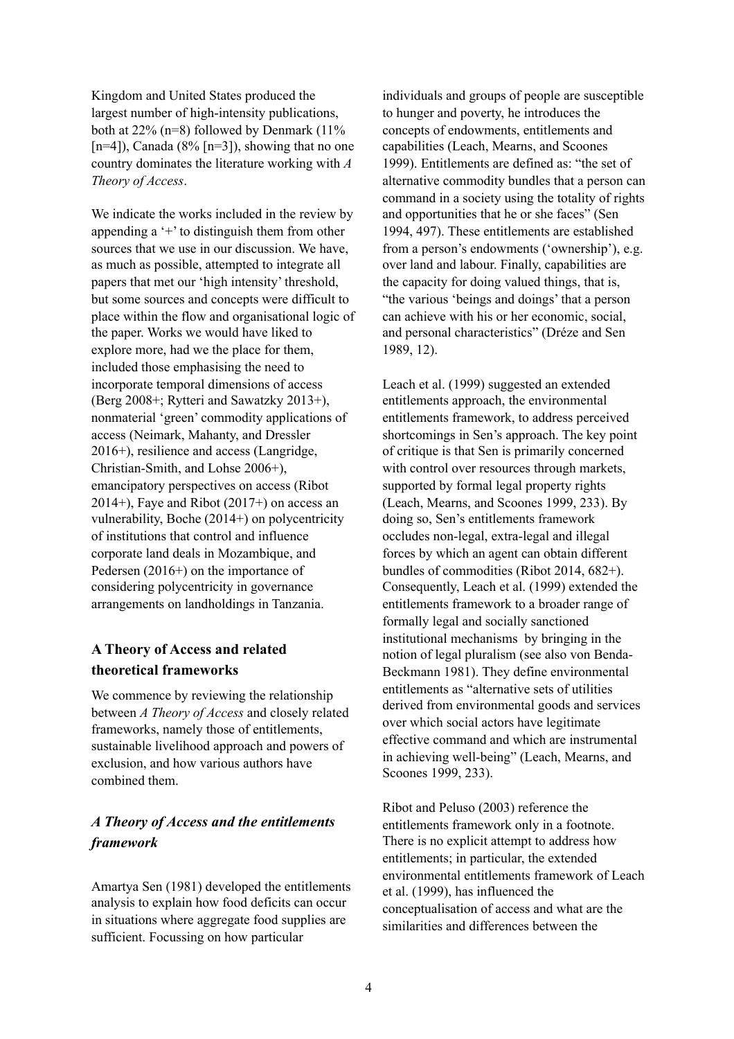Kingdom and United States produced the largest number of high-intensity publications, both at 22% (n=8) followed by Denmark (11% [n=4]), Canada (8% [n=3]), showing that no one country dominates the literature working with *A Theory of Access*.

We indicate the works included in the review by appending a '+' to distinguish them from other sources that we use in our discussion. We have, as much as possible, attempted to integrate all papers that met our 'high intensity' threshold, but some sources and concepts were difficult to place within the flow and organisational logic of the paper. Works we would have liked to explore more, had we the place for them, included those emphasising the need to incorporate temporal dimensions of access (Berg 2008+; Rytteri and Sawatzky 2013+), nonmaterial 'green' commodity applications of access (Neimark, Mahanty, and Dressler 2016+), resilience and access (Langridge, Christian-Smith, and Lohse 2006+), emancipatory perspectives on access (Ribot 2014+), Faye and Ribot (2017+) on access an vulnerability, Boche (2014+) on polycentricity of institutions that control and influence corporate land deals in Mozambique, and Pedersen (2016+) on the importance of considering polycentricity in governance arrangements on landholdings in Tanzania.

## A Theory of Access and related theoretical frameworks

We commence by reviewing the relationship between *A Theory of Access* and closely related frameworks, namely those of entitlements, sustainable livelihood approach and powers of exclusion, and how various authors have combined them.

### *A Theory of Access and the entitlements framework*

Amartya Sen (1981) developed the entitlements analysis to explain how food deficits can occur in situations where aggregate food supplies are sufficient. Focussing on how particular individuals and groups of people are susceptible to hunger and poverty, he introduces the concepts of endowments, entitlements and capabilities (Leach, Mearns, and Scoones 1999). Entitlements are defined as: "the set of alternative commodity bundles that a person can command in a society using the totality of rights and opportunities that he or she faces" (Sen 1994, 497). These entitlements are established from a person's endowments ('ownership'), e.g. over land and labour. Finally, capabilities are the capacity for doing valued things, that is, "the various 'beings and doings' that a person can achieve with his or her economic, social, and personal characteristics" (Dréze and Sen 1989, 12).

Leach et al. (1999) suggested an extended entitlements approach, the environmental entitlements framework, to address perceived shortcomings in Sen's approach. The key point of critique is that Sen is primarily concerned with control over resources through markets, supported by formal legal property rights (Leach, Mearns, and Scoones 1999, 233). By doing so, Sen's entitlements framework occludes non-legal, extra-legal and illegal forces by which an agent can obtain different bundles of commodities (Ribot 2014, 682+). Consequently, Leach et al. (1999) extended the entitlements framework to a broader range of formally legal and socially sanctioned institutional mechanisms by bringing in the notion of legal pluralism (see also von Benda-Beckmann 1981). They define environmental entitlements as "alternative sets of utilities derived from environmental goods and services over which social actors have legitimate effective command and which are instrumental in achieving well-being" (Leach, Mearns, and Scoones 1999, 233).

Ribot and Peluso (2003) reference the entitlements framework only in a footnote. There is no explicit attempt to address how entitlements; in particular, the extended environmental entitlements framework of Leach et al. (1999), has influenced the conceptualisation of access and what are the similarities and differences between the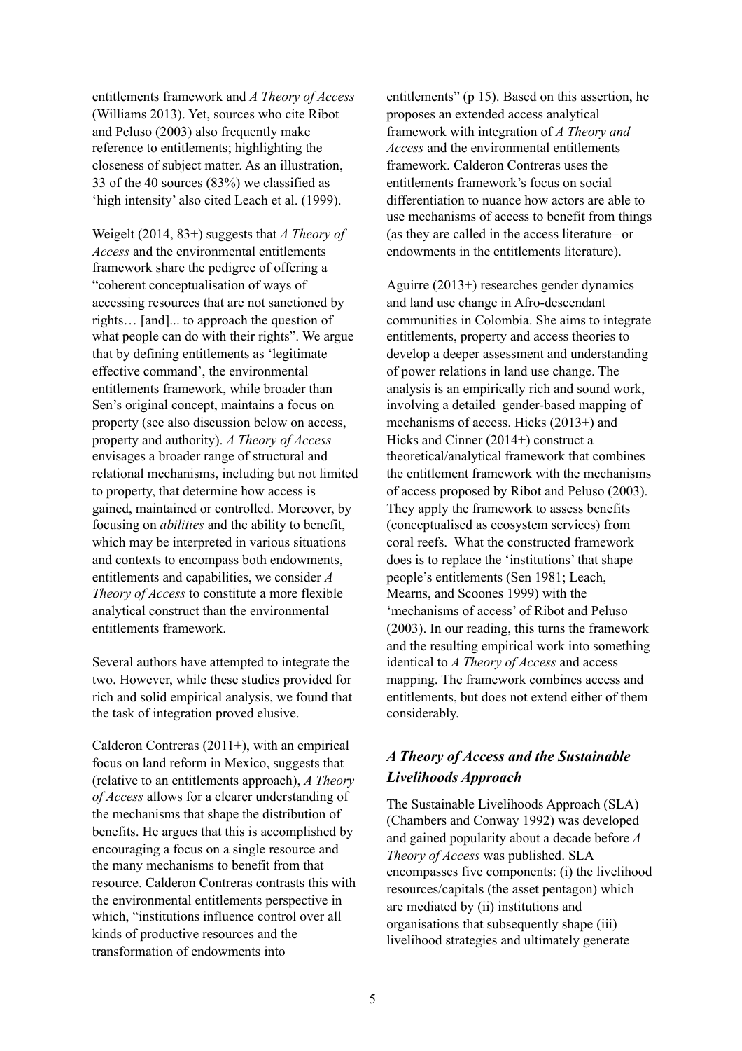entitlements framework and *A Theory of Access* (Williams 2013). Yet, sources who cite Ribot and Peluso (2003) also frequently make reference to entitlements; highlighting the closeness of subject matter. As an illustration, 33 of the 40 sources (83%) we classified as 'high intensity' also cited Leach et al. (1999).

Weigelt (2014, 83+) suggests that *A Theory of Access* and the environmental entitlements framework share the pedigree of offering a "coherent conceptualisation of ways of accessing resources that are not sanctioned by rights… [and]... to approach the question of what people can do with their rights". We argue that by defining entitlements as 'legitimate effective command', the environmental entitlements framework, while broader than Sen's original concept, maintains a focus on property (see also discussion below on access, property and authority). *A Theory of Access* envisages a broader range of structural and relational mechanisms, including but not limited to property, that determine how access is gained, maintained or controlled. Moreover, by focusing on *abilities* and the ability to benefit, which may be interpreted in various situations and contexts to encompass both endowments, entitlements and capabilities, we consider *A Theory of Access* to constitute a more flexible analytical construct than the environmental entitlements framework.

Several authors have attempted to integrate the two. However, while these studies provided for rich and solid empirical analysis, we found that the task of integration proved elusive.

Calderon Contreras (2011+), with an empirical focus on land reform in Mexico, suggests that (relative to an entitlements approach), *A Theory of Access* allows for a clearer understanding of the mechanisms that shape the distribution of benefits. He argues that this is accomplished by encouraging a focus on a single resource and the many mechanisms to benefit from that resource. Calderon Contreras contrasts this with the environmental entitlements perspective in which, "institutions influence control over all kinds of productive resources and the transformation of endowments into entitlements" (p 15). Based on this assertion, he proposes an extended access analytical framework with integration of *A Theory and Access* and the environmental entitlements framework. Calderon Contreras uses the entitlements framework's focus on social differentiation to nuance how actors are able to use mechanisms of access to benefit from things (as they are called in the access literature– or endowments in the entitlements literature).

Aguirre (2013+) researches gender dynamics and land use change in Afro-descendant communities in Colombia. She aims to integrate entitlements, property and access theories to develop a deeper assessment and understanding of power relations in land use change. The analysis is an empirically rich and sound work, involving a detailed gender-based mapping of mechanisms of access. Hicks (2013+) and Hicks and Cinner (2014+) construct a theoretical/analytical framework that combines the entitlement framework with the mechanisms of access proposed by Ribot and Peluso (2003). They apply the framework to assess benefits (conceptualised as ecosystem services) from coral reefs. What the constructed framework does is to replace the 'institutions' that shape people's entitlements (Sen 1981; Leach, Mearns, and Scoones 1999) with the 'mechanisms of access' of Ribot and Peluso (2003). In our reading, this turns the framework and the resulting empirical work into something identical to *A Theory of Access* and access mapping. The framework combines access and entitlements, but does not extend either of them considerably.

## *A Theory of Access and the Sustainable Livelihoods Approach*

The Sustainable Livelihoods Approach (SLA) (Chambers and Conway 1992) was developed and gained popularity about a decade before *A Theory of Access* was published. SLA encompasses five components: (i) the livelihood resources/capitals (the asset pentagon) which are mediated by (ii) institutions and organisations that subsequently shape (iii) livelihood strategies and ultimately generate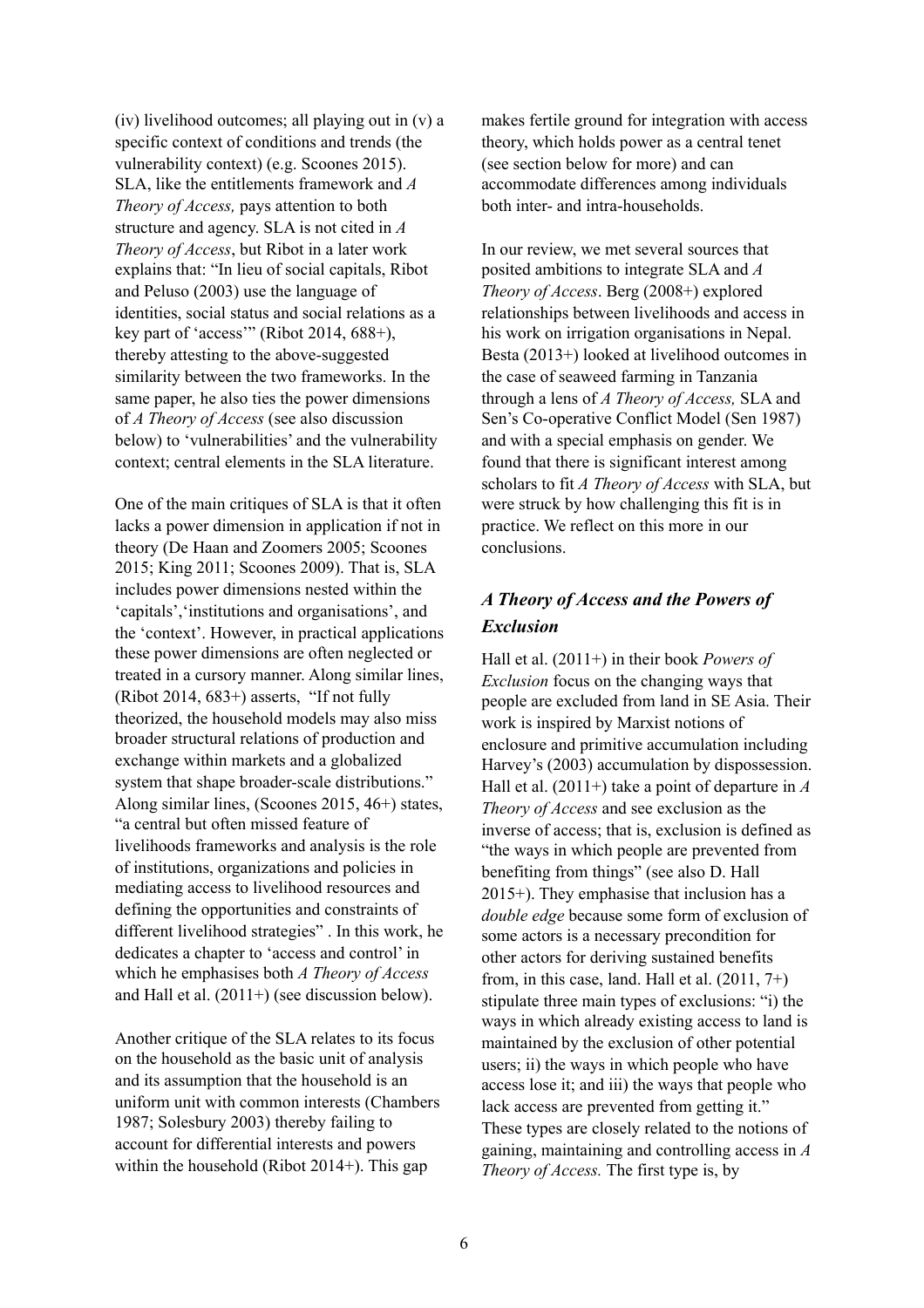(iv) livelihood outcomes; all playing out in (v) a specific context of conditions and trends (the vulnerability context) (e.g. Scoones 2015). SLA, like the entitlements framework and *A Theory of Access,* pays attention to both structure and agency. SLA is not cited in *A Theory of Access*, but Ribot in a later work explains that: "In lieu of social capitals, Ribot and Peluso (2003) use the language of identities, social status and social relations as a key part of 'access'" (Ribot 2014, 688+), thereby attesting to the above-suggested similarity between the two frameworks. In the same paper, he also ties the power dimensions of *A Theory of Access* (see also discussion below) to 'vulnerabilities' and the vulnerability context; central elements in the SLA literature.

One of the main critiques of SLA is that it often lacks a power dimension in application if not in theory (De Haan and Zoomers 2005; Scoones 2015; King 2011; Scoones 2009). That is, SLA includes power dimensions nested within the 'capitals','institutions and organisations', and the 'context'. However, in practical applications these power dimensions are often neglected or treated in a cursory manner. Along similar lines, (Ribot 2014, 683+) asserts, "If not fully theorized, the household models may also miss broader structural relations of production and exchange within markets and a globalized system that shape broader-scale distributions." Along similar lines, (Scoones 2015, 46+) states, "a central but often missed feature of livelihoods frameworks and analysis is the role of institutions, organizations and policies in mediating access to livelihood resources and defining the opportunities and constraints of different livelihood strategies" . In this work, he dedicates a chapter to 'access and control' in which he emphasises both *A Theory of Access* and Hall et al. (2011+) (see discussion below).

Another critique of the SLA relates to its focus on the household as the basic unit of analysis and its assumption that the household is an uniform unit with common interests (Chambers 1987; Solesbury 2003) thereby failing to account for differential interests and powers within the household (Ribot 2014+). This gap makes fertile ground for integration with access theory, which holds power as a central tenet (see section below for more) and can accommodate differences among individuals both inter- and intra-households.

In our review, we met several sources that posited ambitions to integrate SLA and *A Theory of Access*. Berg (2008+) explored relationships between livelihoods and access in his work on irrigation organisations in Nepal. Besta (2013+) looked at livelihood outcomes in the case of seaweed farming in Tanzania through a lens of *A Theory of Access,* SLA and Sen's Co-operative Conflict Model (Sen 1987) and with a special emphasis on gender. We found that there is significant interest among scholars to fit *A Theory of Access* with SLA, but were struck by how challenging this fit is in practice. We reflect on this more in our conclusions.

## *A Theory of Access and the Powers of Exclusion*

Hall et al. (2011+) in their book *Powers of Exclusion* focus on the changing ways that people are excluded from land in SE Asia. Their work is inspired by Marxist notions of enclosure and primitive accumulation including Harvey's (2003) accumulation by dispossession. Hall et al. (2011+) take a point of departure in *A Theory of Access* and see exclusion as the inverse of access; that is, exclusion is defined as "the ways in which people are prevented from benefiting from things" (see also D. Hall 2015+). They emphasise that inclusion has a *double edge* because some form of exclusion of some actors is a necessary precondition for other actors for deriving sustained benefits from, in this case, land. Hall et al. (2011, 7+) stipulate three main types of exclusions: "i) the ways in which already existing access to land is maintained by the exclusion of other potential users; ii) the ways in which people who have access lose it; and iii) the ways that people who lack access are prevented from getting it." These types are closely related to the notions of gaining, maintaining and controlling access in *A Theory of Access.* The first type is, by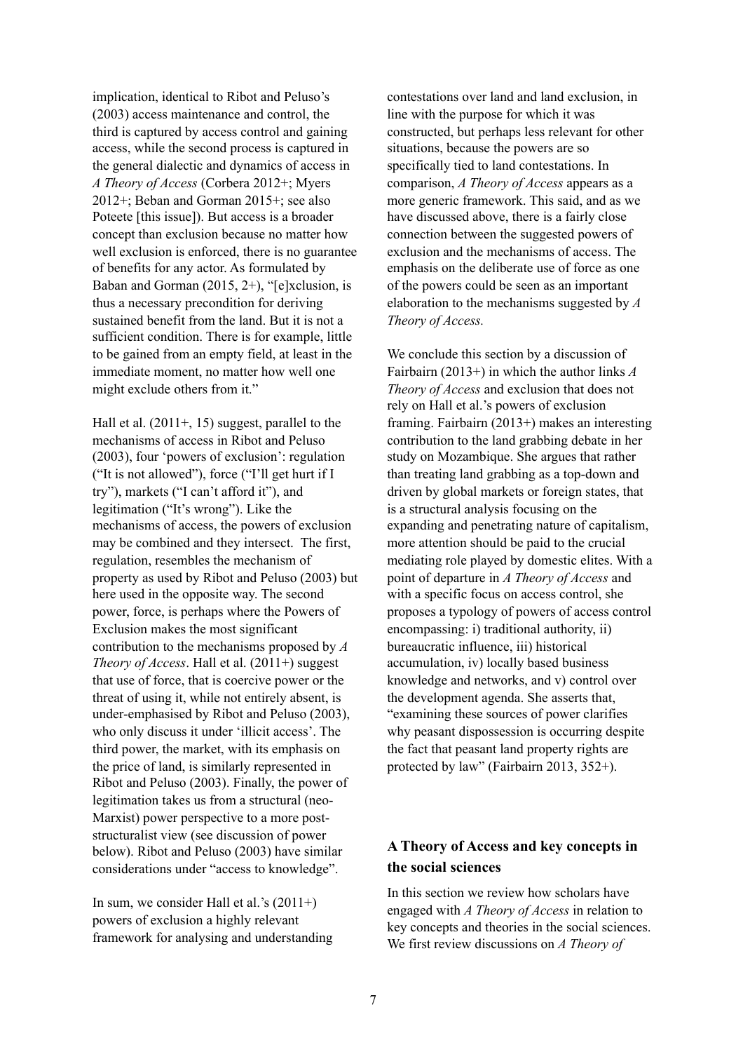implication, identical to Ribot and Peluso's (2003) access maintenance and control, the third is captured by access control and gaining access, while the second process is captured in the general dialectic and dynamics of access in *A Theory of Access* (Corbera 2012+; Myers 2012+; Beban and Gorman 2015+; see also Poteete [this issue]). But access is a broader concept than exclusion because no matter how well exclusion is enforced, there is no guarantee of benefits for any actor. As formulated by Baban and Gorman (2015, 2+), "[e]xclusion, is thus a necessary precondition for deriving sustained benefit from the land. But it is not a sufficient condition. There is for example, little to be gained from an empty field, at least in the immediate moment, no matter how well one might exclude others from it."

Hall et al. (2011+, 15) suggest, parallel to the mechanisms of access in Ribot and Peluso (2003), four 'powers of exclusion': regulation ("It is not allowed"), force ("I'll get hurt if I try"), markets ("I can't afford it"), and legitimation ("It's wrong"). Like the mechanisms of access, the powers of exclusion may be combined and they intersect. The first, regulation, resembles the mechanism of property as used by Ribot and Peluso (2003) but here used in the opposite way. The second power, force, is perhaps where the Powers of Exclusion makes the most significant contribution to the mechanisms proposed by *A Theory of Access*. Hall et al. (2011+) suggest that use of force, that is coercive power or the threat of using it, while not entirely absent, is under-emphasised by Ribot and Peluso (2003), who only discuss it under 'illicit access'. The third power, the market, with its emphasis on the price of land, is similarly represented in Ribot and Peluso (2003). Finally, the power of legitimation takes us from a structural (neo-Marxist) power perspective to a more post-structuralist view (see discussion of power below). Ribot and Peluso (2003) have similar considerations under "access to knowledge".

In sum, we consider Hall et al.'s (2011+) powers of exclusion a highly relevant framework for analysing and understanding contestations over land and land exclusion, in line with the purpose for which it was constructed, but perhaps less relevant for other situations, because the powers are so specifically tied to land contestations. In comparison, *A Theory of Access* appears as a more generic framework. This said, and as we have discussed above, there is a fairly close connection between the suggested powers of exclusion and the mechanisms of access. The emphasis on the deliberate use of force as one of the powers could be seen as an important elaboration to the mechanisms suggested by *A Theory of Access.*

We conclude this section by a discussion of Fairbairn (2013+) in which the author links *A Theory of Access* and exclusion that does not rely on Hall et al.'s powers of exclusion framing. Fairbairn (2013+) makes an interesting contribution to the land grabbing debate in her study on Mozambique. She argues that rather than treating land grabbing as a top-down and driven by global markets or foreign states, that is a structural analysis focusing on the expanding and penetrating nature of capitalism, more attention should be paid to the crucial mediating role played by domestic elites. With a point of departure in *A Theory of Access* and with a specific focus on access control, she proposes a typology of powers of access control encompassing: i) traditional authority, ii) bureaucratic influence, iii) historical accumulation, iv) locally based business knowledge and networks, and v) control over the development agenda. She asserts that, "examining these sources of power clarifies why peasant dispossession is occurring despite the fact that peasant land property rights are protected by law" (Fairbairn 2013, 352+).

## A Theory of Access and key concepts in the social sciences

In this section we review how scholars have engaged with *A Theory of Access* in relation to key concepts and theories in the social sciences. We first review discussions on *A Theory of*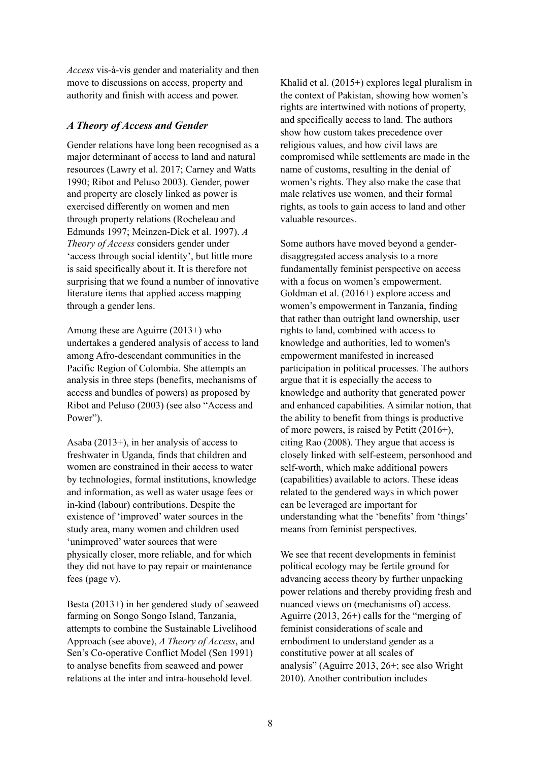*Access* vis-à-vis gender and materiality and then move to discussions on access, property and authority and finish with access and power.

### *A Theory of Access and Gender*

Gender relations have long been recognised as a major determinant of access to land and natural resources (Lawry et al. 2017; Carney and Watts 1990; Ribot and Peluso 2003). Gender, power and property are closely linked as power is exercised differently on women and men through property relations (Rocheleau and Edmunds 1997; Meinzen-Dick et al. 1997). *A Theory of Access* considers gender under 'access through social identity', but little more is said specifically about it. It is therefore not surprising that we found a number of innovative literature items that applied access mapping through a gender lens.

Among these are Aguirre (2013+) who undertakes a gendered analysis of access to land among Afro-descendant communities in the Pacific Region of Colombia. She attempts an analysis in three steps (benefits, mechanisms of access and bundles of powers) as proposed by Ribot and Peluso (2003) (see also "Access and Power").

Asaba (2013+), in her analysis of access to freshwater in Uganda, finds that children and women are constrained in their access to water by technologies, formal institutions, knowledge and information, as well as water usage fees or in-kind (labour) contributions. Despite the existence of 'improved' water sources in the study area, many women and children used 'unimproved' water sources that were physically closer, more reliable, and for which they did not have to pay repair or maintenance fees (page v).

Besta (2013+) in her gendered study of seaweed farming on Songo Songo Island, Tanzania, attempts to combine the Sustainable Livelihood Approach (see above), *A Theory of Access*, and Sen's Co-operative Conflict Model (Sen 1991) to analyse benefits from seaweed and power relations at the inter and intra-household level.

Khalid et al. (2015+) explores legal pluralism in the context of Pakistan, showing how women's rights are intertwined with notions of property, and specifically access to land. The authors show how custom takes precedence over religious values, and how civil laws are compromised while settlements are made in the name of customs, resulting in the denial of women's rights. They also make the case that male relatives use women, and their formal rights, as tools to gain access to land and other valuable resources.

Some authors have moved beyond a gender-disaggregated access analysis to a more fundamentally feminist perspective on access with a focus on women's empowerment. Goldman et al. (2016+) explore access and women's empowerment in Tanzania, finding that rather than outright land ownership, user rights to land, combined with access to knowledge and authorities, led to women's empowerment manifested in increased participation in political processes. The authors argue that it is especially the access to knowledge and authority that generated power and enhanced capabilities. A similar notion, that the ability to benefit from things is productive of more powers, is raised by Petitt (2016+), citing Rao (2008). They argue that access is closely linked with self-esteem, personhood and self-worth, which make additional powers (capabilities) available to actors. These ideas related to the gendered ways in which power can be leveraged are important for understanding what the 'benefits' from 'things' means from feminist perspectives.

We see that recent developments in feminist political ecology may be fertile ground for advancing access theory by further unpacking power relations and thereby providing fresh and nuanced views on (mechanisms of) access. Aguirre (2013, 26+) calls for the "merging of feminist considerations of scale and embodiment to understand gender as a constitutive power at all scales of analysis" (Aguirre 2013, 26+; see also Wright 2010). Another contribution includes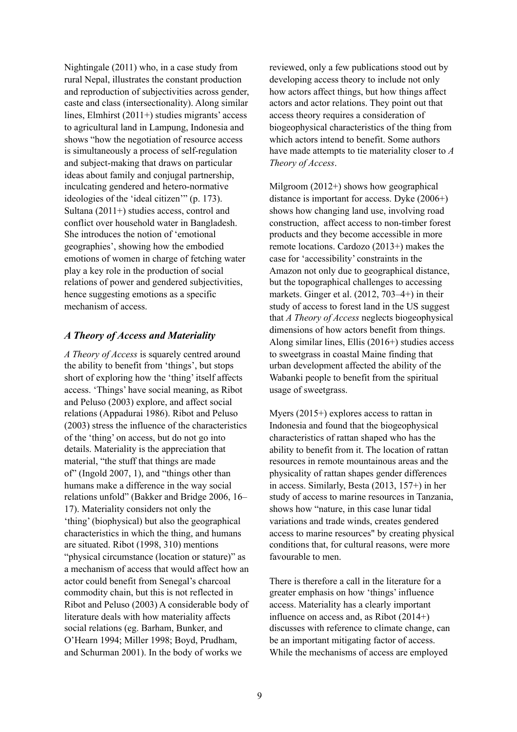Nightingale (2011) who, in a case study from rural Nepal, illustrates the constant production and reproduction of subjectivities across gender, caste and class (intersectionality). Along similar lines, Elmhirst (2011+) studies migrants' access to agricultural land in Lampung, Indonesia and shows "how the negotiation of resource access is simultaneously a process of self-regulation and subject-making that draws on particular ideas about family and conjugal partnership, inculcating gendered and hetero-normative ideologies of the 'ideal citizen'" (p. 173). Sultana (2011+) studies access, control and conflict over household water in Bangladesh. She introduces the notion of 'emotional geographies', showing how the embodied emotions of women in charge of fetching water play a key role in the production of social relations of power and gendered subjectivities, hence suggesting emotions as a specific mechanism of access.

### *A Theory of Access and Materiality*

*A Theory of Access* is squarely centred around the ability to benefit from 'things', but stops short of exploring how the 'thing' itself affects access. 'Things' have social meaning, as Ribot and Peluso (2003) explore, and affect social relations (Appadurai 1986). Ribot and Peluso (2003) stress the influence of the characteristics of the 'thing' on access, but do not go into details. Materiality is the appreciation that material, "the stuff that things are made of" (Ingold 2007, 1), and "things other than humans make a difference in the way social relations unfold" (Bakker and Bridge 2006, 16–17). Materiality considers not only the 'thing' (biophysical) but also the geographical characteristics in which the thing, and humans are situated. Ribot (1998, 310) mentions "physical circumstance (location or stature)" as a mechanism of access that would affect how an actor could benefit from Senegal's charcoal commodity chain, but this is not reflected in Ribot and Peluso (2003) A considerable body of literature deals with how materiality affects social relations (eg. Barham, Bunker, and O'Hearn 1994; Miller 1998; Boyd, Prudham, and Schurman 2001). In the body of works we reviewed, only a few publications stood out by developing access theory to include not only how actors affect things, but how things affect actors and actor relations. They point out that access theory requires a consideration of biogeophysical characteristics of the thing from which actors intend to benefit. Some authors have made attempts to tie materiality closer to *A Theory of Access*.

Milgroom (2012+) shows how geographical distance is important for access. Dyke (2006+) shows how changing land use, involving road construction, affect access to non-timber forest products and they become accessible in more remote locations. Cardozo (2013+) makes the case for 'accessibility' constraints in the Amazon not only due to geographical distance, but the topographical challenges to accessing markets. Ginger et al. (2012, 703–4+) in their study of access to forest land in the US suggest that *A Theory of Access* neglects biogeophysical dimensions of how actors benefit from things. Along similar lines, Ellis (2016+) studies access to sweetgrass in coastal Maine finding that urban development affected the ability of the Wabanki people to benefit from the spiritual usage of sweetgrass.

Myers (2015+) explores access to rattan in Indonesia and found that the biogeophysical characteristics of rattan shaped who has the ability to benefit from it. The location of rattan resources in remote mountainous areas and the physicality of rattan shapes gender differences in access. Similarly, Besta (2013, 157+) in her study of access to marine resources in Tanzania, shows how "nature, in this case lunar tidal variations and trade winds, creates gendered access to marine resources" by creating physical conditions that, for cultural reasons, were more favourable to men.

There is therefore a call in the literature for a greater emphasis on how 'things' influence access. Materiality has a clearly important influence on access and, as Ribot (2014+) discusses with reference to climate change, can be an important mitigating factor of access. While the mechanisms of access are employed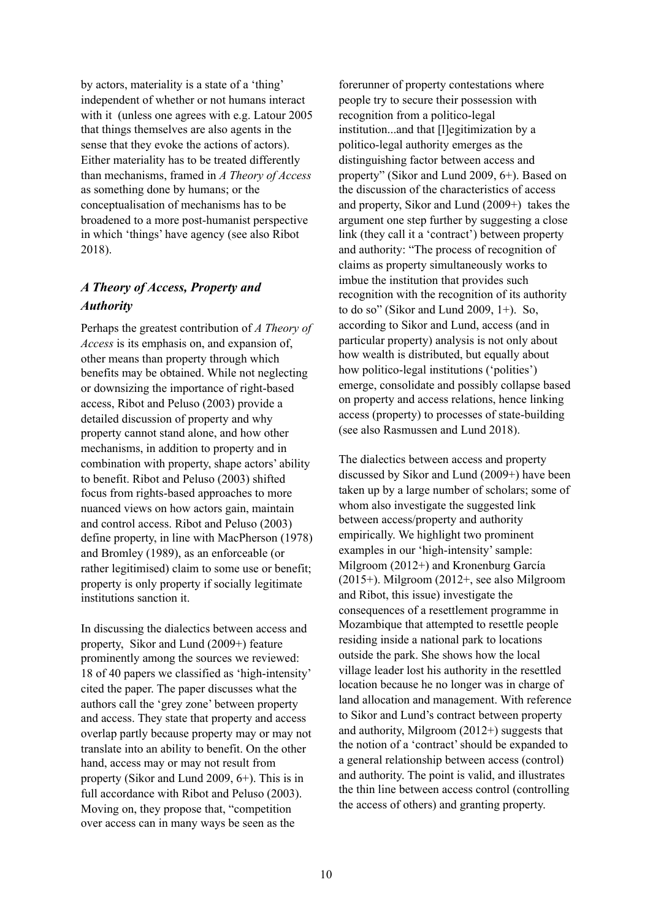by actors, materiality is a state of a 'thing' independent of whether or not humans interact with it (unless one agrees with e.g. Latour 2005 that things themselves are also agents in the sense that they evoke the actions of actors). Either materiality has to be treated differently than mechanisms, framed in *A Theory of Access* as something done by humans; or the conceptualisation of mechanisms has to be broadened to a more post-humanist perspective in which 'things' have agency (see also Ribot 2018).

## *A Theory of Access, Property and Authority*

Perhaps the greatest contribution of *A Theory of Access* is its emphasis on, and expansion of, other means than property through which benefits may be obtained. While not neglecting or downsizing the importance of right-based access, Ribot and Peluso (2003) provide a detailed discussion of property and why property cannot stand alone, and how other mechanisms, in addition to property and in combination with property, shape actors' ability to benefit. Ribot and Peluso (2003) shifted focus from rights-based approaches to more nuanced views on how actors gain, maintain and control access. Ribot and Peluso (2003) define property, in line with MacPherson (1978) and Bromley (1989), as an enforceable (or rather legitimised) claim to some use or benefit; property is only property if socially legitimate institutions sanction it.

In discussing the dialectics between access and property, Sikor and Lund (2009+) feature prominently among the sources we reviewed: 18 of 40 papers we classified as 'high-intensity' cited the paper. The paper discusses what the authors call the 'grey zone' between property and access. They state that property and access overlap partly because property may or may not translate into an ability to benefit. On the other hand, access may or may not result from property (Sikor and Lund 2009, 6+). This is in full accordance with Ribot and Peluso (2003). Moving on, they propose that, "competition over access can in many ways be seen as the forerunner of property contestations where people try to secure their possession with recognition from a politico-legal institution...and that [l]egitimization by a politico-legal authority emerges as the distinguishing factor between access and property" (Sikor and Lund 2009, 6+). Based on the discussion of the characteristics of access and property, Sikor and Lund (2009+) takes the argument one step further by suggesting a close link (they call it a 'contract') between property and authority: "The process of recognition of claims as property simultaneously works to imbue the institution that provides such recognition with the recognition of its authority to do so" (Sikor and Lund 2009, 1+). So, according to Sikor and Lund, access (and in particular property) analysis is not only about how wealth is distributed, but equally about how politico-legal institutions ('polities') emerge, consolidate and possibly collapse based on property and access relations, hence linking access (property) to processes of state-building (see also Rasmussen and Lund 2018).

The dialectics between access and property discussed by Sikor and Lund (2009+) have been taken up by a large number of scholars; some of whom also investigate the suggested link between access/property and authority empirically. We highlight two prominent examples in our 'high-intensity' sample: Milgroom (2012+) and Kronenburg García (2015+). Milgroom (2012+, see also Milgroom and Ribot, this issue) investigate the consequences of a resettlement programme in Mozambique that attempted to resettle people residing inside a national park to locations outside the park. She shows how the local village leader lost his authority in the resettled location because he no longer was in charge of land allocation and management. With reference to Sikor and Lund's contract between property and authority, Milgroom (2012+) suggests that the notion of a 'contract' should be expanded to a general relationship between access (control) and authority. The point is valid, and illustrates the thin line between access control (controlling the access of others) and granting property.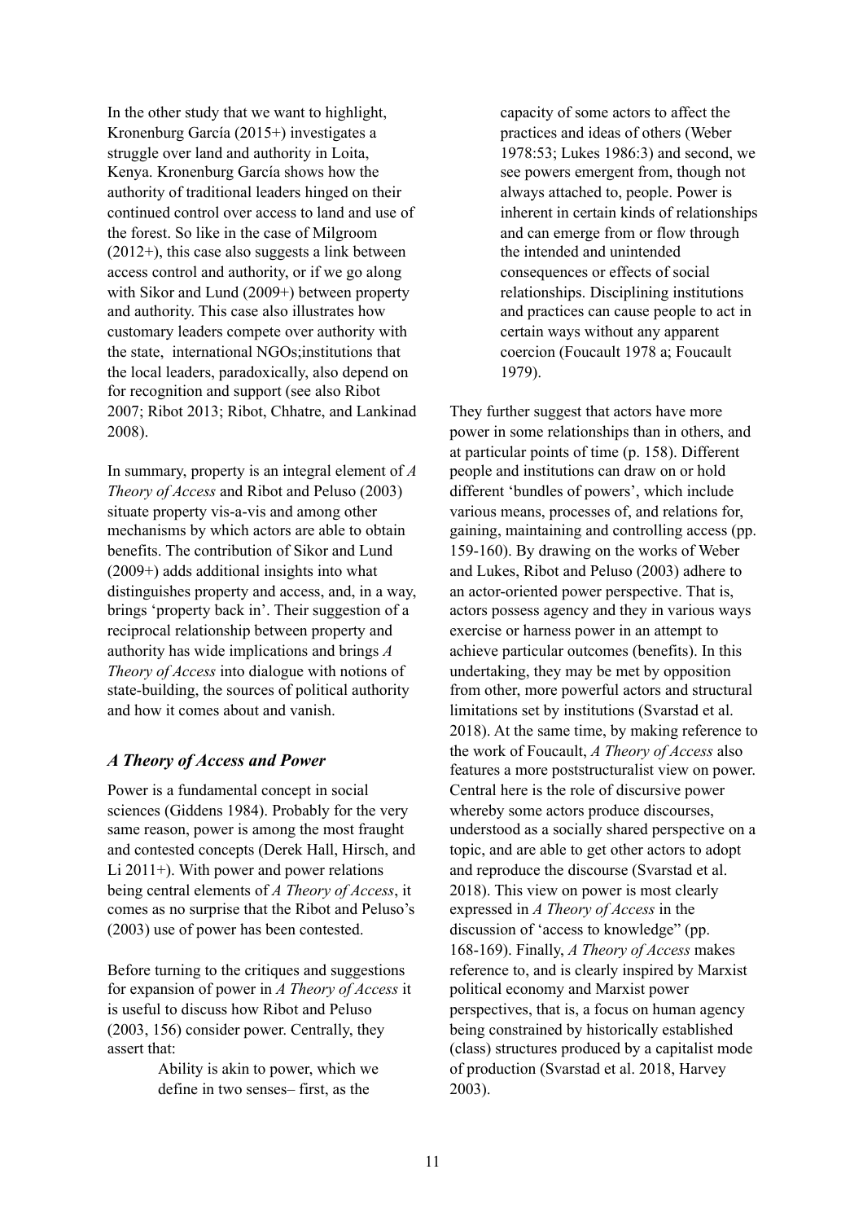In the other study that we want to highlight, Kronenburg García (2015+) investigates a struggle over land and authority in Loita, Kenya. Kronenburg García shows how the authority of traditional leaders hinged on their continued control over access to land and use of the forest. So like in the case of Milgroom (2012+), this case also suggests a link between access control and authority, or if we go along with Sikor and Lund (2009+) between property and authority. This case also illustrates how customary leaders compete over authority with the state, international NGOs;institutions that the local leaders, paradoxically, also depend on for recognition and support (see also Ribot 2007; Ribot 2013; Ribot, Chhatre, and Lankinad 2008).

In summary, property is an integral element of *A Theory of Access* and Ribot and Peluso (2003) situate property vis-a-vis and among other mechanisms by which actors are able to obtain benefits. The contribution of Sikor and Lund (2009+) adds additional insights into what distinguishes property and access, and, in a way, brings 'property back in'. Their suggestion of a reciprocal relationship between property and authority has wide implications and brings *A Theory of Access* into dialogue with notions of state-building, the sources of political authority and how it comes about and vanish.

### *A Theory of Access and Power*

Power is a fundamental concept in social sciences (Giddens 1984). Probably for the very same reason, power is among the most fraught and contested concepts (Derek Hall, Hirsch, and Li 2011+). With power and power relations being central elements of *A Theory of Access*, it comes as no surprise that the Ribot and Peluso's (2003) use of power has been contested.

Before turning to the critiques and suggestions for expansion of power in *A Theory of Access* it is useful to discuss how Ribot and Peluso (2003, 156) consider power. Centrally, they assert that:

> Ability is akin to power, which we define in two senses– first, as the capacity of some actors to affect the practices and ideas of others (Weber 1978:53; Lukes 1986:3) and second, we see powers emergent from, though not always attached to, people. Power is inherent in certain kinds of relationships and can emerge from or flow through the intended and unintended consequences or effects of social relationships. Disciplining institutions and practices can cause people to act in certain ways without any apparent coercion (Foucault 1978 a; Foucault 1979).

They further suggest that actors have more power in some relationships than in others, and at particular points of time (p. 158). Different people and institutions can draw on or hold different 'bundles of powers', which include various means, processes of, and relations for, gaining, maintaining and controlling access (pp. 159-160). By drawing on the works of Weber and Lukes, Ribot and Peluso (2003) adhere to an actor-oriented power perspective. That is, actors possess agency and they in various ways exercise or harness power in an attempt to achieve particular outcomes (benefits). In this undertaking, they may be met by opposition from other, more powerful actors and structural limitations set by institutions (Svarstad et al. 2018). At the same time, by making reference to the work of Foucault, *A Theory of Access* also features a more poststructuralist view on power. Central here is the role of discursive power whereby some actors produce discourses, understood as a socially shared perspective on a topic, and are able to get other actors to adopt and reproduce the discourse (Svarstad et al. 2018). This view on power is most clearly expressed in *A Theory of Access* in the discussion of 'access to knowledge" (pp. 168-169). Finally, *A Theory of Access* makes reference to, and is clearly inspired by Marxist political economy and Marxist power perspectives, that is, a focus on human agency being constrained by historically established (class) structures produced by a capitalist mode of production (Svarstad et al. 2018, Harvey 2003).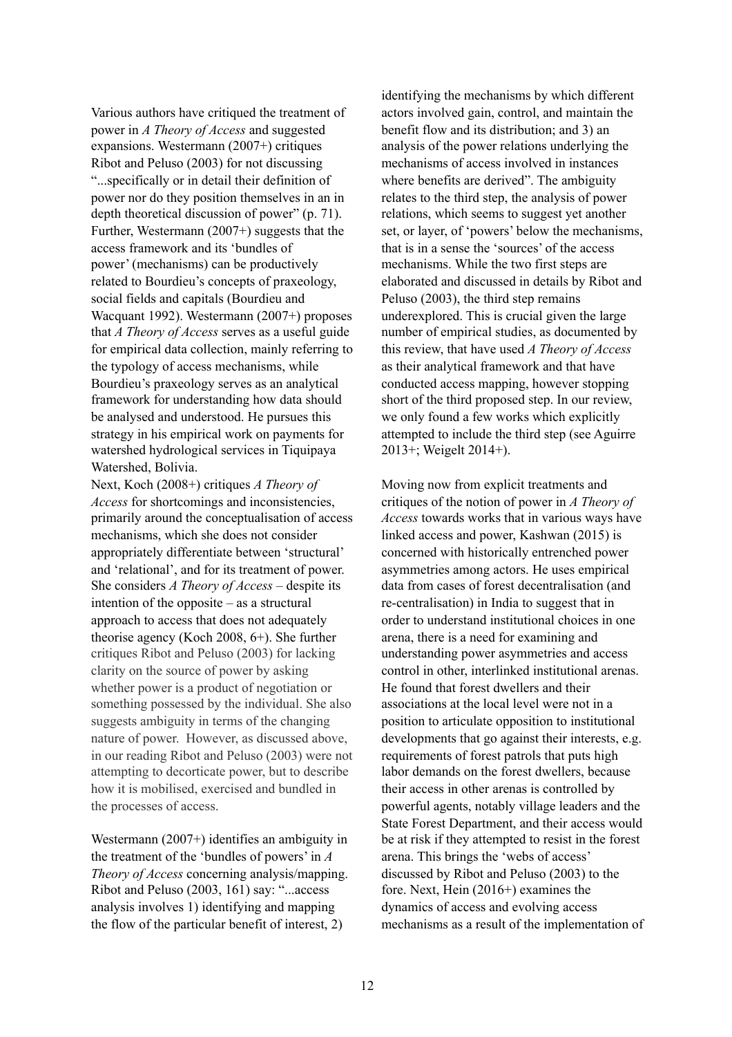Various authors have critiqued the treatment of power in *A Theory of Access* and suggested expansions. Westermann (2007+) critiques Ribot and Peluso (2003) for not discussing "...specifically or in detail their definition of power nor do they position themselves in an in depth theoretical discussion of power" (p. 71). Further, Westermann (2007+) suggests that the access framework and its 'bundles of power' (mechanisms) can be productively related to Bourdieu's concepts of praxeology, social fields and capitals (Bourdieu and Wacquant 1992). Westermann (2007+) proposes that *A Theory of Access* serves as a useful guide for empirical data collection, mainly referring to the typology of access mechanisms, while Bourdieu's praxeology serves as an analytical framework for understanding how data should be analysed and understood. He pursues this strategy in his empirical work on payments for watershed hydrological services in Tiquipaya Watershed, Bolivia.

Next, Koch (2008+) critiques *A Theory of Access* for shortcomings and inconsistencies, primarily around the conceptualisation of access mechanisms, which she does not consider appropriately differentiate between 'structural' and 'relational', and for its treatment of power. She considers *A Theory of Access* – despite its intention of the opposite – as a structural approach to access that does not adequately theorise agency (Koch 2008, 6+). She further critiques Ribot and Peluso (2003) for lacking clarity on the source of power by asking whether power is a product of negotiation or something possessed by the individual. She also suggests ambiguity in terms of the changing nature of power. However, as discussed above, in our reading Ribot and Peluso (2003) were not attempting to decorticate power, but to describe how it is mobilised, exercised and bundled in the processes of access.

Westermann (2007+) identifies an ambiguity in the treatment of the 'bundles of powers' in *A Theory of Access* concerning analysis/mapping. Ribot and Peluso (2003, 161) say: "...access analysis involves 1) identifying and mapping the flow of the particular benefit of interest, 2) identifying the mechanisms by which different actors involved gain, control, and maintain the benefit flow and its distribution; and 3) an analysis of the power relations underlying the mechanisms of access involved in instances where benefits are derived". The ambiguity relates to the third step, the analysis of power relations, which seems to suggest yet another set, or layer, of 'powers' below the mechanisms, that is in a sense the 'sources' of the access mechanisms. While the two first steps are elaborated and discussed in details by Ribot and Peluso (2003), the third step remains underexplored. This is crucial given the large number of empirical studies, as documented by this review, that have used *A Theory of Access* as their analytical framework and that have conducted access mapping, however stopping short of the third proposed step. In our review, we only found a few works which explicitly attempted to include the third step (see Aguirre 2013+; Weigelt 2014+).

Moving now from explicit treatments and critiques of the notion of power in *A Theory of Access* towards works that in various ways have linked access and power, Kashwan (2015) is concerned with historically entrenched power asymmetries among actors. He uses empirical data from cases of forest decentralisation (and re-centralisation) in India to suggest that in order to understand institutional choices in one arena, there is a need for examining and understanding power asymmetries and access control in other, interlinked institutional arenas. He found that forest dwellers and their associations at the local level were not in a position to articulate opposition to institutional developments that go against their interests, e.g. requirements of forest patrols that puts high labor demands on the forest dwellers, because their access in other arenas is controlled by powerful agents, notably village leaders and the State Forest Department, and their access would be at risk if they attempted to resist in the forest arena. This brings the 'webs of access' discussed by Ribot and Peluso (2003) to the fore. Next, Hein (2016+) examines the dynamics of access and evolving access mechanisms as a result of the implementation of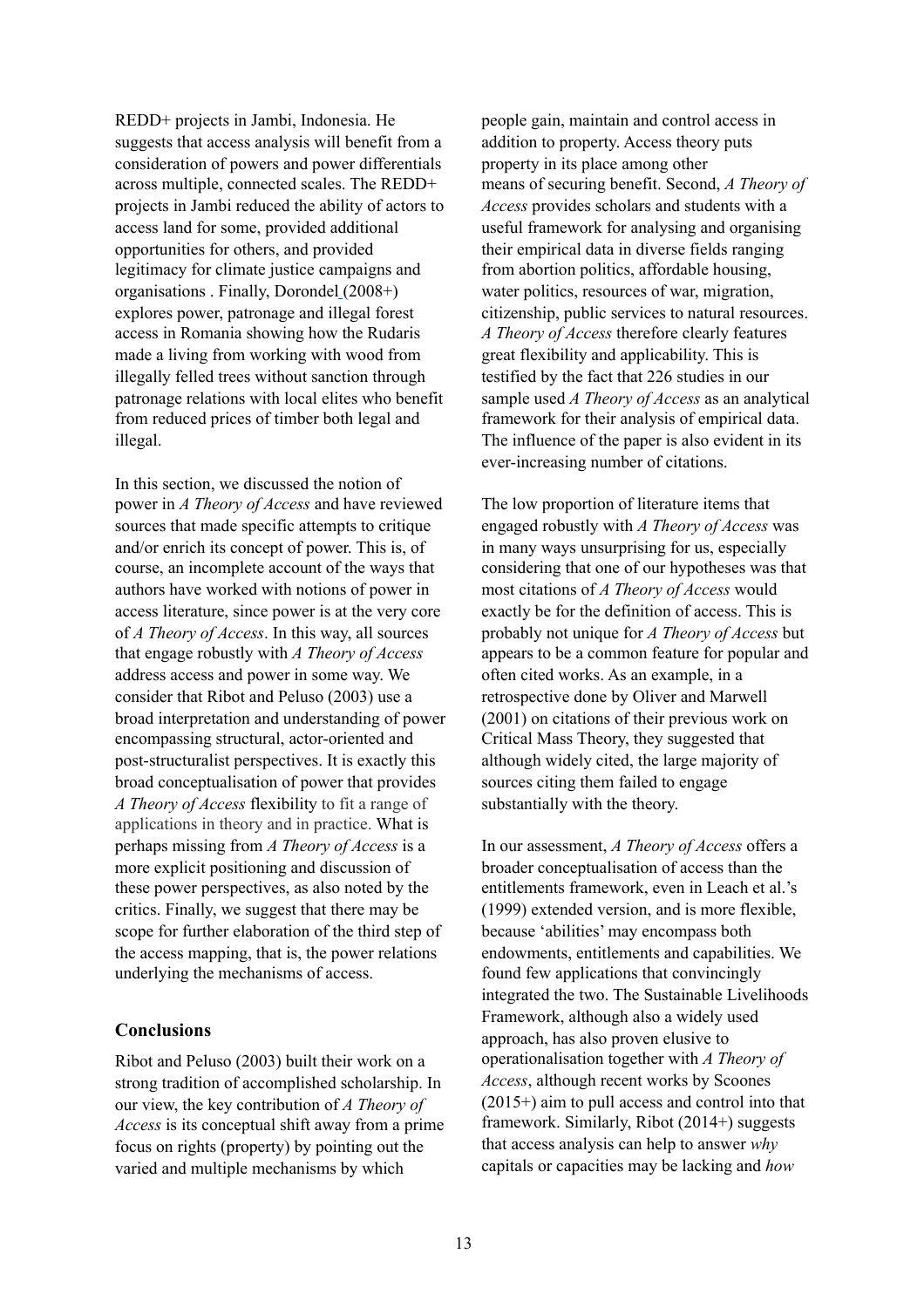REDD+ projects in Jambi, Indonesia. He suggests that access analysis will benefit from a consideration of powers and power differentials across multiple, connected scales. The REDD+ projects in Jambi reduced the ability of actors to access land for some, provided additional opportunities for others, and provided legitimacy for climate justice campaigns and organisations . Finally, Dorondel (2008+) explores power, patronage and illegal forest access in Romania showing how the Rudaris made a living from working with wood from illegally felled trees without sanction through patronage relations with local elites who benefit from reduced prices of timber both legal and illegal.

In this section, we discussed the notion of power in *A Theory of Access* and have reviewed sources that made specific attempts to critique and/or enrich its concept of power. This is, of course, an incomplete account of the ways that authors have worked with notions of power in access literature, since power is at the very core of *A Theory of Access*. In this way, all sources that engage robustly with *A Theory of Access* address access and power in some way. We consider that Ribot and Peluso (2003) use a broad interpretation and understanding of power encompassing structural, actor-oriented and post-structuralist perspectives. It is exactly this broad conceptualisation of power that provides *A Theory of Access* flexibility to fit a range of applications in theory and in practice. What is perhaps missing from *A Theory of Access* is a more explicit positioning and discussion of these power perspectives, as also noted by the critics. Finally, we suggest that there may be scope for further elaboration of the third step of the access mapping, that is, the power relations underlying the mechanisms of access.

## Conclusions

Ribot and Peluso (2003) built their work on a strong tradition of accomplished scholarship. In our view, the key contribution of *A Theory of Access* is its conceptual shift away from a prime focus on rights (property) by pointing out the varied and multiple mechanisms by which people gain, maintain and control access in addition to property. Access theory puts property in its place among other means of securing benefit. Second, *A Theory of Access* provides scholars and students with a useful framework for analysing and organising their empirical data in diverse fields ranging from abortion politics, affordable housing, water politics, resources of war, migration, citizenship, public services to natural resources. *A Theory of Access* therefore clearly features great flexibility and applicability. This is testified by the fact that 226 studies in our sample used *A Theory of Access* as an analytical framework for their analysis of empirical data. The influence of the paper is also evident in its ever-increasing number of citations.

The low proportion of literature items that engaged robustly with *A Theory of Access* was in many ways unsurprising for us, especially considering that one of our hypotheses was that most citations of *A Theory of Access* would exactly be for the definition of access. This is probably not unique for *A Theory of Access* but appears to be a common feature for popular and often cited works. As an example, in a retrospective done by Oliver and Marwell (2001) on citations of their previous work on Critical Mass Theory, they suggested that although widely cited, the large majority of sources citing them failed to engage substantially with the theory.

In our assessment, *A Theory of Access* offers a broader conceptualisation of access than the entitlements framework, even in Leach et al.'s (1999) extended version, and is more flexible, because 'abilities' may encompass both endowments, entitlements and capabilities. We found few applications that convincingly integrated the two. The Sustainable Livelihoods Framework, although also a widely used approach, has also proven elusive to operationalisation together with *A Theory of Access*, although recent works by Scoones (2015+) aim to pull access and control into that framework. Similarly, Ribot (2014+) suggests that access analysis can help to answer *why* capitals or capacities may be lacking and *how*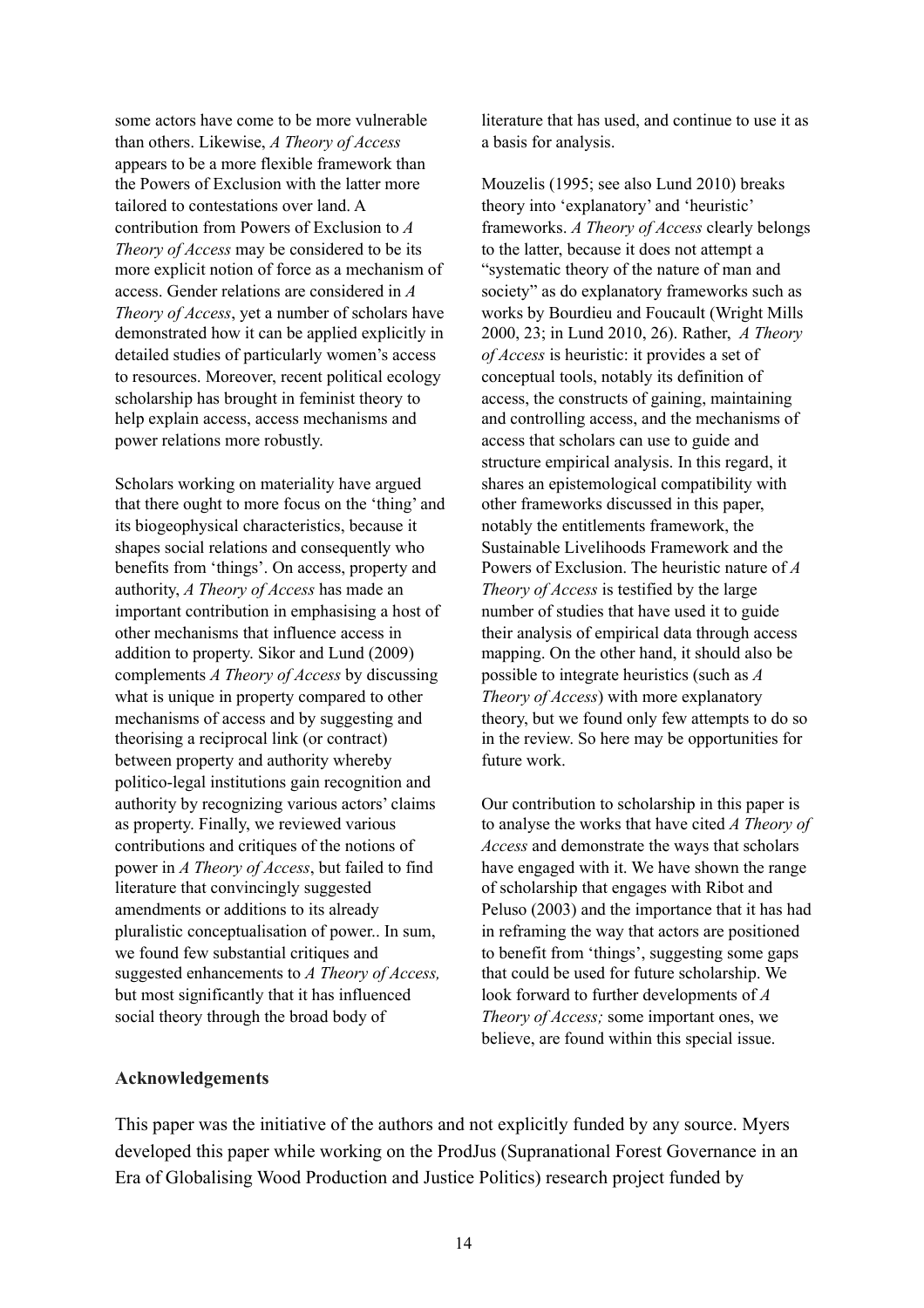some actors have come to be more vulnerable than others. Likewise, *A Theory of Access* appears to be a more flexible framework than the Powers of Exclusion with the latter more tailored to contestations over land. A contribution from Powers of Exclusion to *A Theory of Access* may be considered to be its more explicit notion of force as a mechanism of access. Gender relations are considered in *A Theory of Access*, yet a number of scholars have demonstrated how it can be applied explicitly in detailed studies of particularly women's access to resources. Moreover, recent political ecology scholarship has brought in feminist theory to help explain access, access mechanisms and power relations more robustly.

Scholars working on materiality have argued that there ought to more focus on the 'thing' and its biogeophysical characteristics, because it shapes social relations and consequently who benefits from 'things'. On access, property and authority, *A Theory of Access* has made an important contribution in emphasising a host of other mechanisms that influence access in addition to property. Sikor and Lund (2009) complements *A Theory of Access* by discussing what is unique in property compared to other mechanisms of access and by suggesting and theorising a reciprocal link (or contract) between property and authority whereby politico-legal institutions gain recognition and authority by recognizing various actors' claims as property. Finally, we reviewed various contributions and critiques of the notions of power in *A Theory of Access*, but failed to find literature that convincingly suggested amendments or additions to its already pluralistic conceptualisation of power.. In sum, we found few substantial critiques and suggested enhancements to *A Theory of Access,* but most significantly that it has influenced social theory through the broad body of literature that has used, and continue to use it as a basis for analysis.

Mouzelis (1995; see also Lund 2010) breaks theory into 'explanatory' and 'heuristic' frameworks. *A Theory of Access* clearly belongs to the latter, because it does not attempt a "systematic theory of the nature of man and society" as do explanatory frameworks such as works by Bourdieu and Foucault (Wright Mills 2000, 23; in Lund 2010, 26). Rather, *A Theory of Access* is heuristic: it provides a set of conceptual tools, notably its definition of access, the constructs of gaining, maintaining and controlling access, and the mechanisms of access that scholars can use to guide and structure empirical analysis. In this regard, it shares an epistemological compatibility with other frameworks discussed in this paper, notably the entitlements framework, the Sustainable Livelihoods Framework and the Powers of Exclusion. The heuristic nature of *A Theory of Access* is testified by the large number of studies that have used it to guide their analysis of empirical data through access mapping. On the other hand, it should also be possible to integrate heuristics (such as *A Theory of Access*) with more explanatory theory, but we found only few attempts to do so in the review. So here may be opportunities for future work.

Our contribution to scholarship in this paper is to analyse the works that have cited *A Theory of Access* and demonstrate the ways that scholars have engaged with it. We have shown the range of scholarship that engages with Ribot and Peluso (2003) and the importance that it has had in reframing the way that actors are positioned to benefit from 'things', suggesting some gaps that could be used for future scholarship. We look forward to further developments of *A Theory of Access;* some important ones, we believe, are found within this special issue.

**Acknowledgements**

This paper was the initiative of the authors and not explicitly funded by any source. Myers developed this paper while working on the ProdJus (Supranational Forest Governance in an Era of Globalising Wood Production and Justice Politics) research project funded by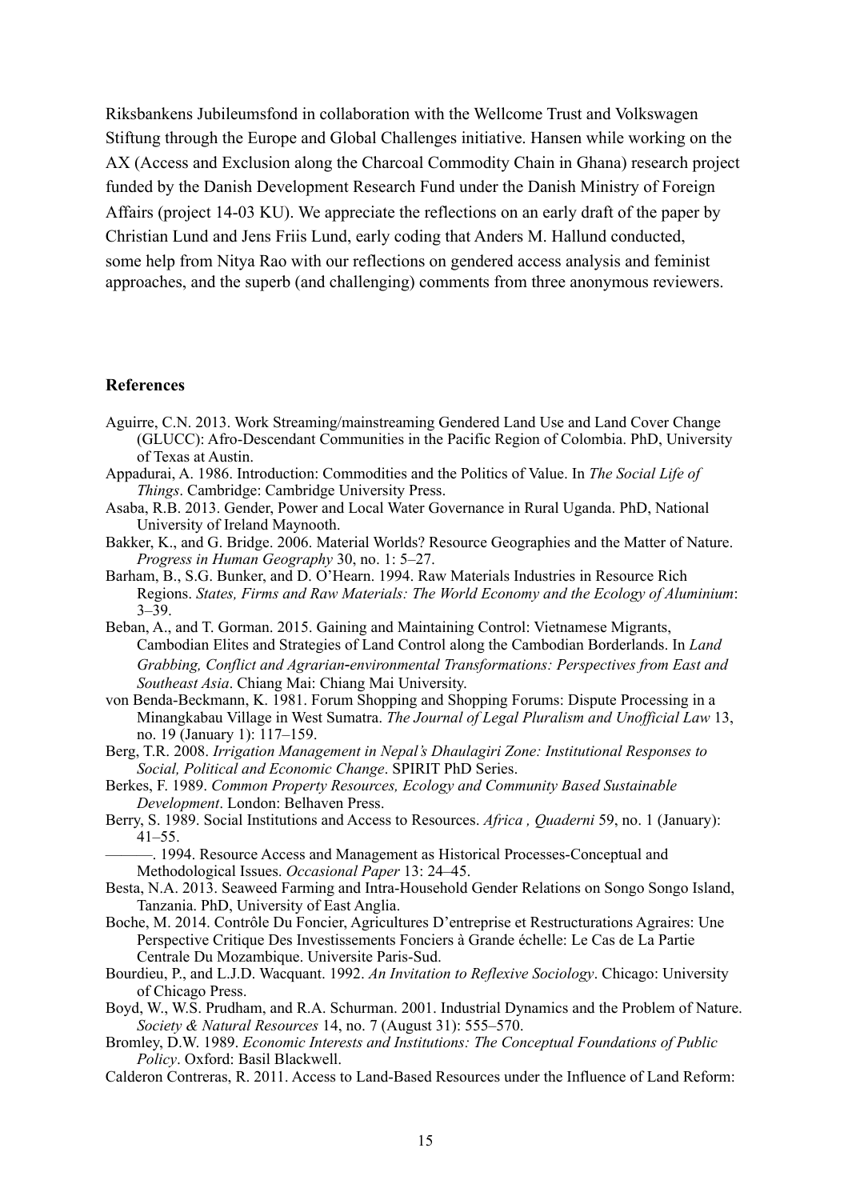Riksbankens Jubileumsfond in collaboration with the Wellcome Trust and Volkswagen Stiftung through the Europe and Global Challenges initiative. Hansen while working on the AX (Access and Exclusion along the Charcoal Commodity Chain in Ghana) research project funded by the Danish Development Research Fund under the Danish Ministry of Foreign Affairs (project 14-03 KU). We appreciate the reflections on an early draft of the paper by Christian Lund and Jens Friis Lund, early coding that Anders M. Hallund conducted, some help from Nitya Rao with our reflections on gendered access analysis and feminist approaches, and the superb (and challenging) comments from three anonymous reviewers.

## References

Aguirre, C.N. 2013. Work Streaming/mainstreaming Gendered Land Use and Land Cover Change (GLUCC): Afro-Descendant Communities in the Pacific Region of Colombia. PhD, University of Texas at Austin.

Appadurai, A. 1986. Introduction: Commodities and the Politics of Value. In *The Social Life of Things*. Cambridge: Cambridge University Press.

Asaba, R.B. 2013. Gender, Power and Local Water Governance in Rural Uganda. PhD, National University of Ireland Maynooth.

Bakker, K., and G. Bridge. 2006. Material Worlds? Resource Geographies and the Matter of Nature. *Progress in Human Geography* 30, no. 1: 5–27.

Barham, B., S.G. Bunker, and D. O'Hearn. 1994. Raw Materials Industries in Resource Rich Regions. *States, Firms and Raw Materials: The World Economy and the Ecology of Aluminium*: 3–39.

Beban, A., and T. Gorman. 2015. Gaining and Maintaining Control: Vietnamese Migrants, Cambodian Elites and Strategies of Land Control along the Cambodian Borderlands. In *Land Grabbing, Conflict and Agrarian-environmental Transformations: Perspectives from East and Southeast Asia*. Chiang Mai: Chiang Mai University.

von Benda-Beckmann, K. 1981. Forum Shopping and Shopping Forums: Dispute Processing in a Minangkabau Village in West Sumatra. *The Journal of Legal Pluralism and Unofficial Law* 13, no. 19 (January 1): 117–159.

Berg, T.R. 2008. *Irrigation Management in Nepal's Dhaulagiri Zone: Institutional Responses to Social, Political and Economic Change*. SPIRIT PhD Series.

Berkes, F. 1989. *Common Property Resources, Ecology and Community Based Sustainable Development*. London: Belhaven Press.

Berry, S. 1989. Social Institutions and Access to Resources. *Africa , Quaderni* 59, no. 1 (January): 41–55.

———. 1994. Resource Access and Management as Historical Processes-Conceptual and Methodological Issues. *Occasional Paper* 13: 24–45.

Besta, N.A. 2013. Seaweed Farming and Intra-Household Gender Relations on Songo Songo Island, Tanzania. PhD, University of East Anglia.

Boche, M. 2014. Contrôle Du Foncier, Agricultures D'entreprise et Restructurations Agraires: Une Perspective Critique Des Investissements Fonciers à Grande échelle: Le Cas de La Partie Centrale Du Mozambique. Universite Paris-Sud.

Bourdieu, P., and L.J.D. Wacquant. 1992. *An Invitation to Reflexive Sociology*. Chicago: University of Chicago Press.

Boyd, W., W.S. Prudham, and R.A. Schurman. 2001. Industrial Dynamics and the Problem of Nature. *Society & Natural Resources* 14, no. 7 (August 31): 555–570.

Bromley, D.W. 1989. *Economic Interests and Institutions: The Conceptual Foundations of Public Policy*. Oxford: Basil Blackwell.

Calderon Contreras, R. 2011. Access to Land-Based Resources under the Influence of Land Reform: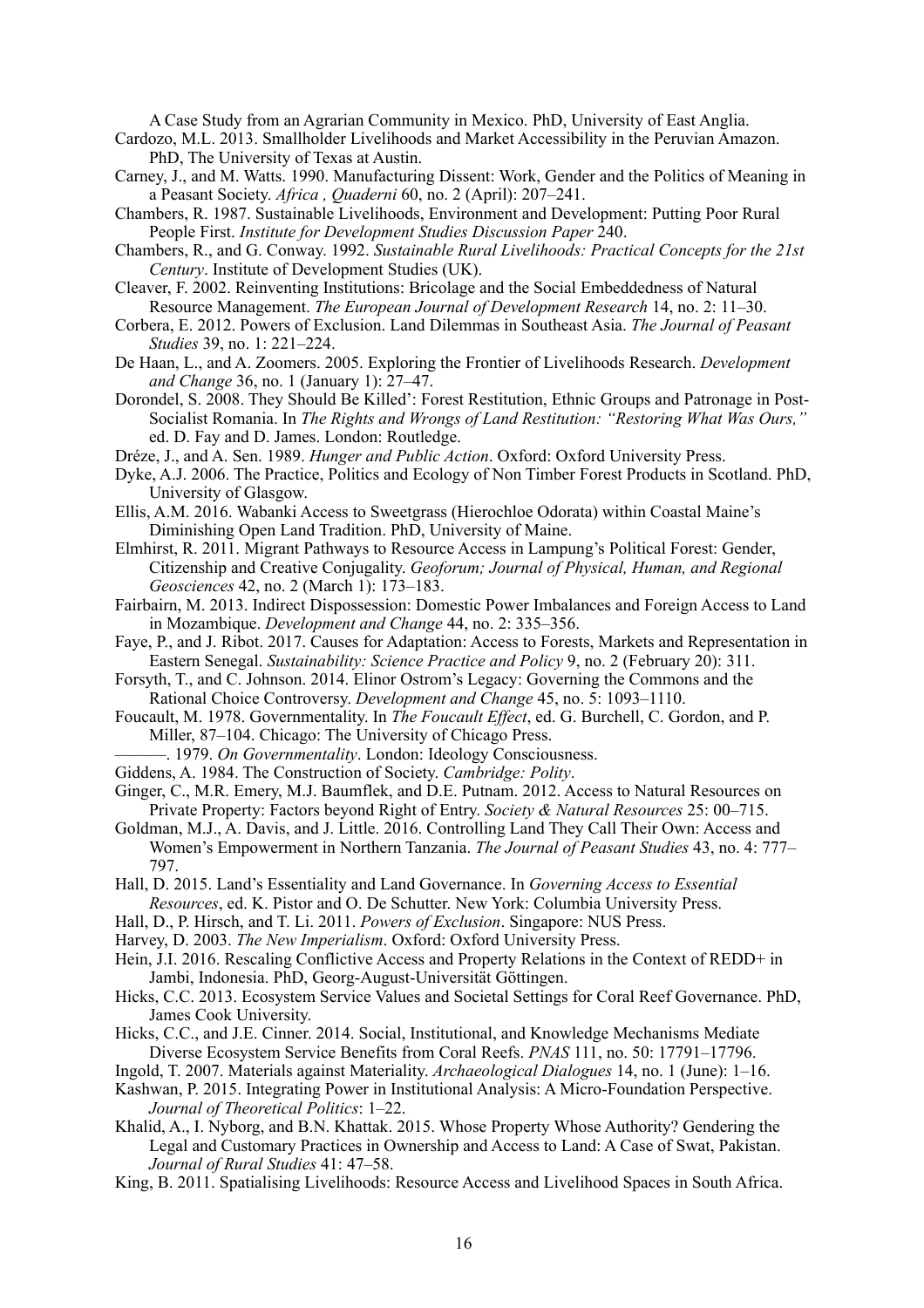A Case Study from an Agrarian Community in Mexico. PhD, University of East Anglia.

Cardozo, M.L. 2013. Smallholder Livelihoods and Market Accessibility in the Peruvian Amazon. PhD, The University of Texas at Austin.

Carney, J., and M. Watts. 1990. Manufacturing Dissent: Work, Gender and the Politics of Meaning in a Peasant Society. *Africa , Quaderni* 60, no. 2 (April): 207–241.

Chambers, R. 1987. Sustainable Livelihoods, Environment and Development: Putting Poor Rural People First. *Institute for Development Studies Discussion Paper* 240.

Chambers, R., and G. Conway. 1992. *Sustainable Rural Livelihoods: Practical Concepts for the 21st Century*. Institute of Development Studies (UK).

Cleaver, F. 2002. Reinventing Institutions: Bricolage and the Social Embeddedness of Natural Resource Management. *The European Journal of Development Research* 14, no. 2: 11–30.

Corbera, E. 2012. Powers of Exclusion. Land Dilemmas in Southeast Asia. *The Journal of Peasant Studies* 39, no. 1: 221–224.

De Haan, L., and A. Zoomers. 2005. Exploring the Frontier of Livelihoods Research. *Development and Change* 36, no. 1 (January 1): 27–47.

Dorondel, S. 2008. They Should Be Killed': Forest Restitution, Ethnic Groups and Patronage in Post-Socialist Romania. In *The Rights and Wrongs of Land Restitution: "Restoring What Was Ours,"* ed. D. Fay and D. James. London: Routledge.

Dréze, J., and A. Sen. 1989. *Hunger and Public Action*. Oxford: Oxford University Press.

Dyke, A.J. 2006. The Practice, Politics and Ecology of Non Timber Forest Products in Scotland. PhD, University of Glasgow.

Ellis, A.M. 2016. Wabanki Access to Sweetgrass (Hierochloe Odorata) within Coastal Maine's Diminishing Open Land Tradition. PhD, University of Maine.

Elmhirst, R. 2011. Migrant Pathways to Resource Access in Lampung's Political Forest: Gender, Citizenship and Creative Conjugality. *Geoforum; Journal of Physical, Human, and Regional Geosciences* 42, no. 2 (March 1): 173–183.

Fairbairn, M. 2013. Indirect Dispossession: Domestic Power Imbalances and Foreign Access to Land in Mozambique. *Development and Change* 44, no. 2: 335–356.

Faye, P., and J. Ribot. 2017. Causes for Adaptation: Access to Forests, Markets and Representation in Eastern Senegal. *Sustainability: Science Practice and Policy* 9, no. 2 (February 20): 311.

Forsyth, T., and C. Johnson. 2014. Elinor Ostrom's Legacy: Governing the Commons and the Rational Choice Controversy. *Development and Change* 45, no. 5: 1093–1110.

Foucault, M. 1978. Governmentality. In *The Foucault Effect*, ed. G. Burchell, C. Gordon, and P. Miller, 87–104. Chicago: The University of Chicago Press.

———. 1979. *On Governmentality*. London: Ideology Consciousness.

Giddens, A. 1984. The Construction of Society. *Cambridge: Polity*.

Ginger, C., M.R. Emery, M.J. Baumflek, and D.E. Putnam. 2012. Access to Natural Resources on Private Property: Factors beyond Right of Entry. *Society & Natural Resources* 25: 00–715.

Goldman, M.J., A. Davis, and J. Little. 2016. Controlling Land They Call Their Own: Access and Women's Empowerment in Northern Tanzania. *The Journal of Peasant Studies* 43, no. 4: 777–797.

Hall, D. 2015. Land's Essentiality and Land Governance. In *Governing Access to Essential Resources*, ed. K. Pistor and O. De Schutter. New York: Columbia University Press.

Hall, D., P. Hirsch, and T. Li. 2011. *Powers of Exclusion*. Singapore: NUS Press.

Harvey, D. 2003. *The New Imperialism*. Oxford: Oxford University Press.

Hein, J.I. 2016. Rescaling Conflictive Access and Property Relations in the Context of REDD+ in Jambi, Indonesia. PhD, Georg-August-Universität Göttingen.

Hicks, C.C. 2013. Ecosystem Service Values and Societal Settings for Coral Reef Governance. PhD, James Cook University.

Hicks, C.C., and J.E. Cinner. 2014. Social, Institutional, and Knowledge Mechanisms Mediate Diverse Ecosystem Service Benefits from Coral Reefs. *PNAS* 111, no. 50: 17791–17796.

Ingold, T. 2007. Materials against Materiality. *Archaeological Dialogues* 14, no. 1 (June): 1–16.

Kashwan, P. 2015. Integrating Power in Institutional Analysis: A Micro-Foundation Perspective. *Journal of Theoretical Politics*: 1–22.

Khalid, A., I. Nyborg, and B.N. Khattak. 2015. Whose Property Whose Authority? Gendering the Legal and Customary Practices in Ownership and Access to Land: A Case of Swat, Pakistan. *Journal of Rural Studies* 41: 47–58.

King, B. 2011. Spatialising Livelihoods: Resource Access and Livelihood Spaces in South Africa.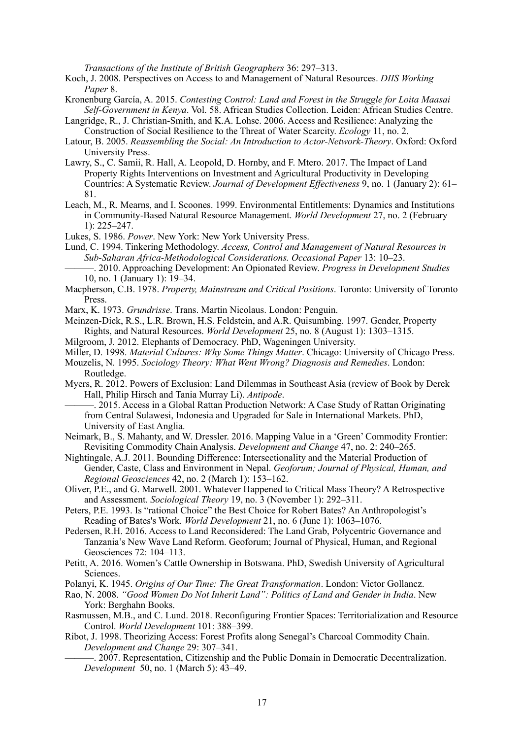*Transactions of the Institute of British Geographers* 36: 297–313.

Koch, J. 2008. Perspectives on Access to and Management of Natural Resources. *DIIS Working Paper* 8.

Kronenburg García, A. 2015. *Contesting Control: Land and Forest in the Struggle for Loita Maasai Self-Government in Kenya*. Vol. 58. African Studies Collection. Leiden: African Studies Centre.

Langridge, R., J. Christian-Smith, and K.A. Lohse. 2006. Access and Resilience: Analyzing the Construction of Social Resilience to the Threat of Water Scarcity. *Ecology* 11, no. 2.

Latour, B. 2005. *Reassembling the Social: An Introduction to Actor-Network-Theory*. Oxford: Oxford University Press.

Lawry, S., C. Samii, R. Hall, A. Leopold, D. Hornby, and F. Mtero. 2017. The Impact of Land Property Rights Interventions on Investment and Agricultural Productivity in Developing Countries: A Systematic Review. *Journal of Development Effectiveness* 9, no. 1 (January 2): 61–81.

Leach, M., R. Mearns, and I. Scoones. 1999. Environmental Entitlements: Dynamics and Institutions in Community-Based Natural Resource Management. *World Development* 27, no. 2 (February 1): 225–247.

Lukes, S. 1986. *Power*. New York: New York University Press.

Lund, C. 1994. Tinkering Methodology. *Access, Control and Management of Natural Resources in Sub-Saharan Africa-Methodological Considerations. Occasional Paper* 13: 10–23.

———. 2010. Approaching Development: An Opionated Review. *Progress in Development Studies* 10, no. 1 (January 1): 19–34.

Macpherson, C.B. 1978. *Property, Mainstream and Critical Positions*. Toronto: University of Toronto Press.

Marx, K. 1973. *Grundrisse*. Trans. Martin Nicolaus. London: Penguin.

Meinzen-Dick, R.S., L.R. Brown, H.S. Feldstein, and A.R. Quisumbing. 1997. Gender, Property Rights, and Natural Resources. *World Development* 25, no. 8 (August 1): 1303–1315.

Milgroom, J. 2012. Elephants of Democracy. PhD, Wageningen University.

Miller, D. 1998. *Material Cultures: Why Some Things Matter*. Chicago: University of Chicago Press.

Mouzelis, N. 1995. *Sociology Theory: What Went Wrong? Diagnosis and Remedies*. London: Routledge.

Myers, R. 2012. Powers of Exclusion: Land Dilemmas in Southeast Asia (review of Book by Derek Hall, Philip Hirsch and Tania Murray Li). *Antipode*.

———. 2015. Access in a Global Rattan Production Network: A Case Study of Rattan Originating from Central Sulawesi, Indonesia and Upgraded for Sale in International Markets. PhD, University of East Anglia.

Neimark, B., S. Mahanty, and W. Dressler. 2016. Mapping Value in a 'Green' Commodity Frontier: Revisiting Commodity Chain Analysis. *Development and Change* 47, no. 2: 240–265.

Nightingale, A.J. 2011. Bounding Difference: Intersectionality and the Material Production of Gender, Caste, Class and Environment in Nepal. *Geoforum; Journal of Physical, Human, and Regional Geosciences* 42, no. 2 (March 1): 153–162.

Oliver, P.E., and G. Marwell. 2001. Whatever Happened to Critical Mass Theory? A Retrospective and Assessment. *Sociological Theory* 19, no. 3 (November 1): 292–311.

Peters, P.E. 1993. Is "rational Choice" the Best Choice for Robert Bates? An Anthropologist's Reading of Bates's Work. *World Development* 21, no. 6 (June 1): 1063–1076.

Pedersen, R.H. 2016. Access to Land Reconsidered: The Land Grab, Polycentric Governance and Tanzania's New Wave Land Reform. Geoforum; Journal of Physical, Human, and Regional Geosciences 72: 104–113.

Petitt, A. 2016. Women's Cattle Ownership in Botswana. PhD, Swedish University of Agricultural Sciences.

Polanyi, K. 1945. *Origins of Our Time: The Great Transformation*. London: Victor Gollancz.

Rao, N. 2008. *"Good Women Do Not Inherit Land": Politics of Land and Gender in India*. New York: Berghahn Books.

Rasmussen, M.B., and C. Lund. 2018. Reconfiguring Frontier Spaces: Territorialization and Resource Control. *World Development* 101: 388–399.

Ribot, J. 1998. Theorizing Access: Forest Profits along Senegal's Charcoal Commodity Chain. *Development and Change* 29: 307–341.

———. 2007. Representation, Citizenship and the Public Domain in Democratic Decentralization. *Development* 50, no. 1 (March 5): 43–49.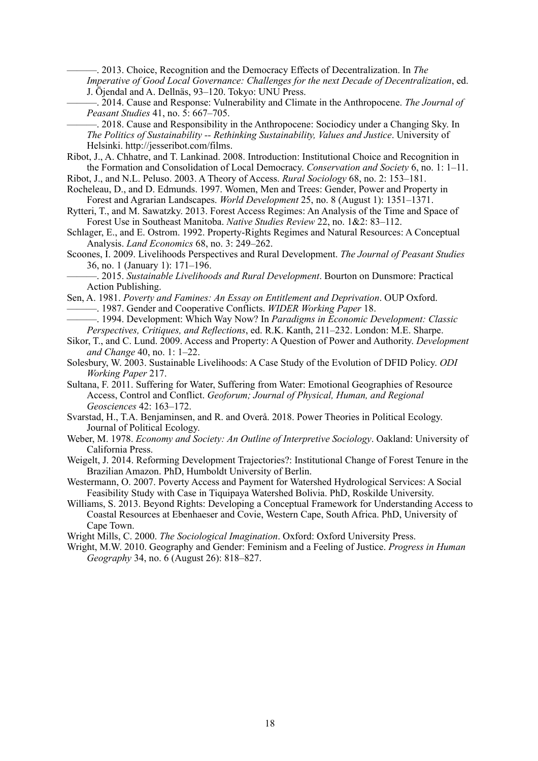———. 2013. Choice, Recognition and the Democracy Effects of Decentralization. In *The Imperative of Good Local Governance: Challenges for the next Decade of Decentralization*, ed. J. Öjendal and A. Dellnäs, 93–120. Tokyo: UNU Press.

———. 2014. Cause and Response: Vulnerability and Climate in the Anthropocene. *The Journal of Peasant Studies* 41, no. 5: 667–705.

———. 2018. Cause and Responsibility in the Anthropocene: Sociodicy under a Changing Sky. In *The Politics of Sustainability -- Rethinking Sustainability, Values and Justice*. University of Helsinki. http://jesseribot.com/films.

Ribot, J., A. Chhatre, and T. Lankinad. 2008. Introduction: Institutional Choice and Recognition in the Formation and Consolidation of Local Democracy. *Conservation and Society* 6, no. 1: 1–11.

Ribot, J., and N.L. Peluso. 2003. A Theory of Access. *Rural Sociology* 68, no. 2: 153–181.

Rocheleau, D., and D. Edmunds. 1997. Women, Men and Trees: Gender, Power and Property in Forest and Agrarian Landscapes. *World Development* 25, no. 8 (August 1): 1351–1371.

Rytteri, T., and M. Sawatzky. 2013. Forest Access Regimes: An Analysis of the Time and Space of Forest Use in Southeast Manitoba. *Native Studies Review* 22, no. 1&2: 83–112.

Schlager, E., and E. Ostrom. 1992. Property-Rights Regimes and Natural Resources: A Conceptual Analysis. *Land Economics* 68, no. 3: 249–262.

Scoones, I. 2009. Livelihoods Perspectives and Rural Development. *The Journal of Peasant Studies* 36, no. 1 (January 1): 171–196.

———. 2015. *Sustainable Livelihoods and Rural Development*. Bourton on Dunsmore: Practical Action Publishing.

Sen, A. 1981. *Poverty and Famines: An Essay on Entitlement and Deprivation*. OUP Oxford.

———. 1987. Gender and Cooperative Conflicts. *WIDER Working Paper* 18.

———. 1994. Development: Which Way Now? In *Paradigms in Economic Development: Classic Perspectives, Critiques, and Reflections*, ed. R.K. Kanth, 211–232. London: M.E. Sharpe.

Sikor, T., and C. Lund. 2009. Access and Property: A Question of Power and Authority. *Development and Change* 40, no. 1: 1–22.

Solesbury, W. 2003. Sustainable Livelihoods: A Case Study of the Evolution of DFID Policy. *ODI Working Paper* 217.

Sultana, F. 2011. Suffering for Water, Suffering from Water: Emotional Geographies of Resource Access, Control and Conflict. *Geoforum; Journal of Physical, Human, and Regional Geosciences* 42: 163–172.

Svarstad, H., T.A. Benjaminsen, and R. and Overå. 2018. Power Theories in Political Ecology. Journal of Political Ecology.

Weber, M. 1978. *Economy and Society: An Outline of Interpretive Sociology*. Oakland: University of California Press.

Weigelt, J. 2014. Reforming Development Trajectories?: Institutional Change of Forest Tenure in the Brazilian Amazon. PhD, Humboldt University of Berlin.

Westermann, O. 2007. Poverty Access and Payment for Watershed Hydrological Services: A Social Feasibility Study with Case in Tiquipaya Watershed Bolivia. PhD, Roskilde University.

Williams, S. 2013. Beyond Rights: Developing a Conceptual Framework for Understanding Access to Coastal Resources at Ebenhaeser and Covie, Western Cape, South Africa. PhD, University of Cape Town.

Wright Mills, C. 2000. *The Sociological Imagination*. Oxford: Oxford University Press.

Wright, M.W. 2010. Geography and Gender: Feminism and a Feeling of Justice. *Progress in Human Geography* 34, no. 6 (August 26): 818–827.